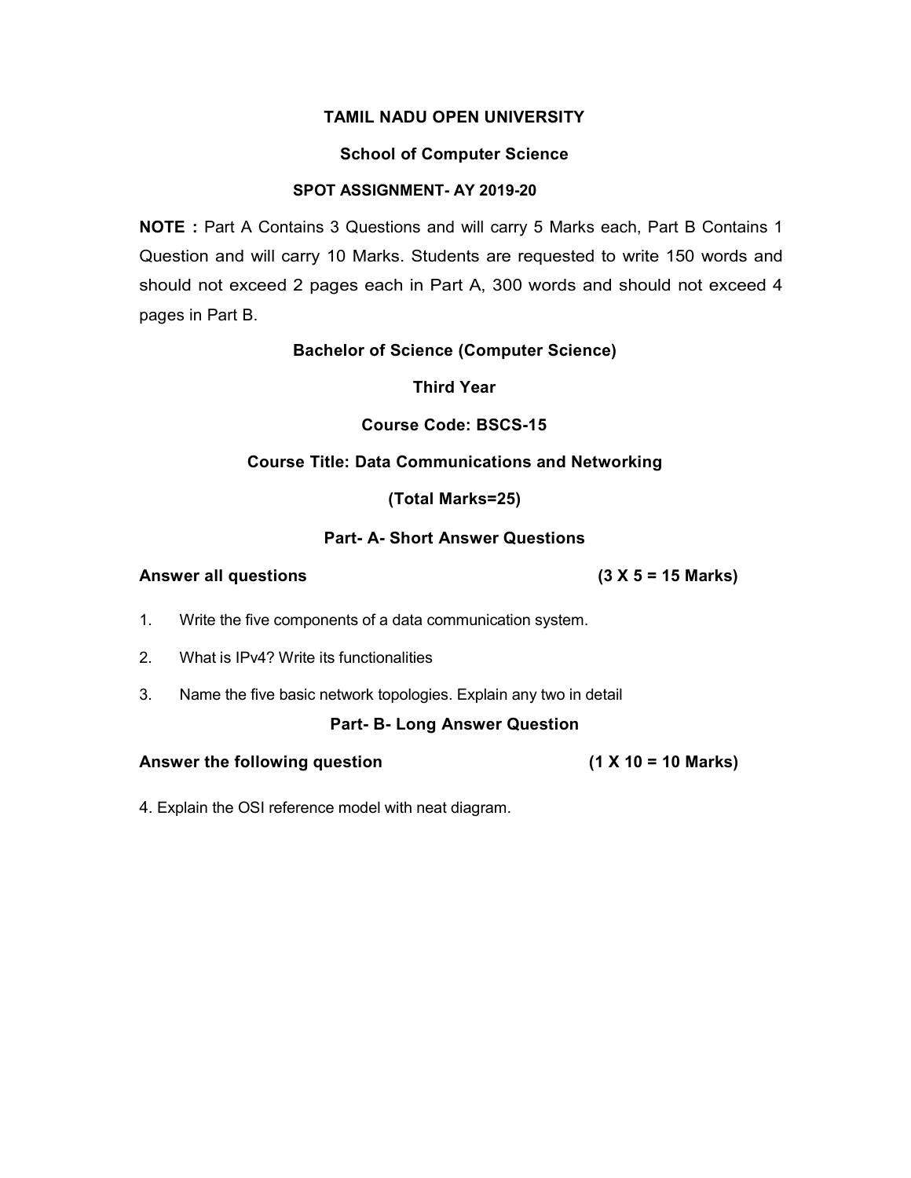# TAMIL NADU OPEN UNIVERSITY

## School of Computer Science

### SPOT ASSIGNMENT- AY 2019-20

**NOTE :** Part A Contains 3 Questions and will carry 5 Marks each, Part B Contains 1 Question and will carry 10 Marks. Students are requested to write 150 words and should not exceed 2 pages each in Part A, 300 words and should not exceed 4 pages in Part B.

**Bachelor of Science (Computer Science)**

**Third Year**

**Course Code: BSCS-15**

**Course Title: Data Communications and Networking**

**(Total Marks=25)**

### Part- A- Short Answer Questions

**Answer all questions** **(3 X 5 = 15 Marks)**

1. Write the five components of a data communication system.
2. What is IPv4? Write its functionalities
3. Name the five basic network topologies. Explain any two in detail

### Part- B- Long Answer Question

**Answer the following question** **(1 X 10 = 10 Marks)**

4. Explain the OSI reference model with neat diagram.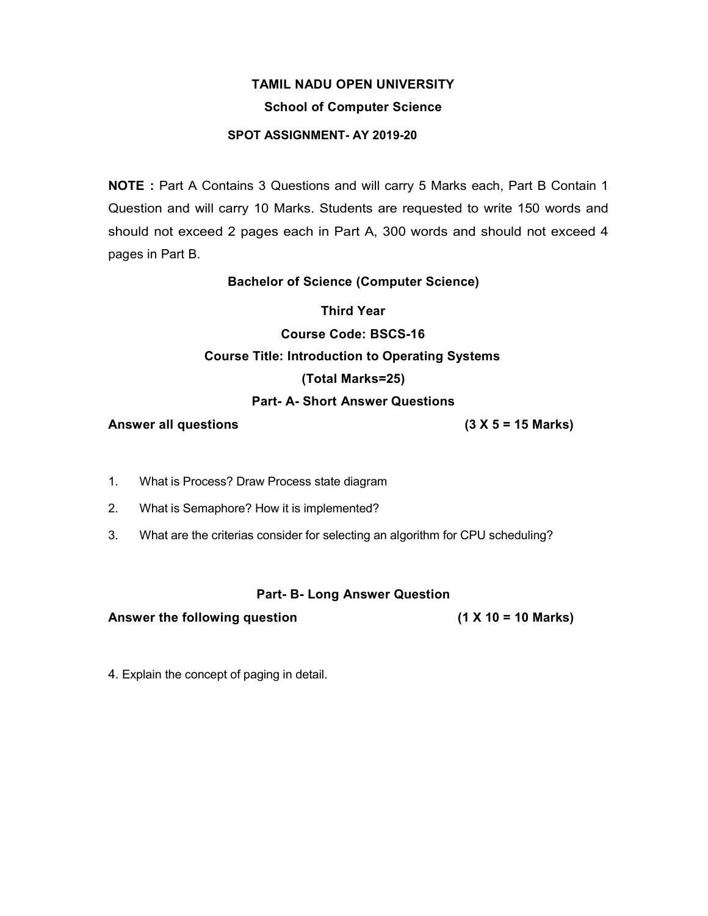# TAMIL NADU OPEN UNIVERSITY

## School of Computer Science

### SPOT ASSIGNMENT- AY 2019-20

**NOTE :** Part A Contains 3 Questions and will carry 5 Marks each, Part B Contain 1 Question and will carry 10 Marks. Students are requested to write 150 words and should not exceed 2 pages each in Part A, 300 words and should not exceed 4 pages in Part B.

**Bachelor of Science (Computer Science)**

**Third Year**

**Course Code: BSCS-16**

**Course Title: Introduction to Operating Systems**

**(Total Marks=25)**

**Part- A- Short Answer Questions**

**Answer all questions** **(3 X 5 = 15 Marks)**

1. What is Process? Draw Process state diagram
2. What is Semaphore? How it is implemented?
3. What are the criterias consider for selecting an algorithm for CPU scheduling?

**Part- B- Long Answer Question**

**Answer the following question** **(1 X 10 = 10 Marks)**

4. Explain the concept of paging in detail.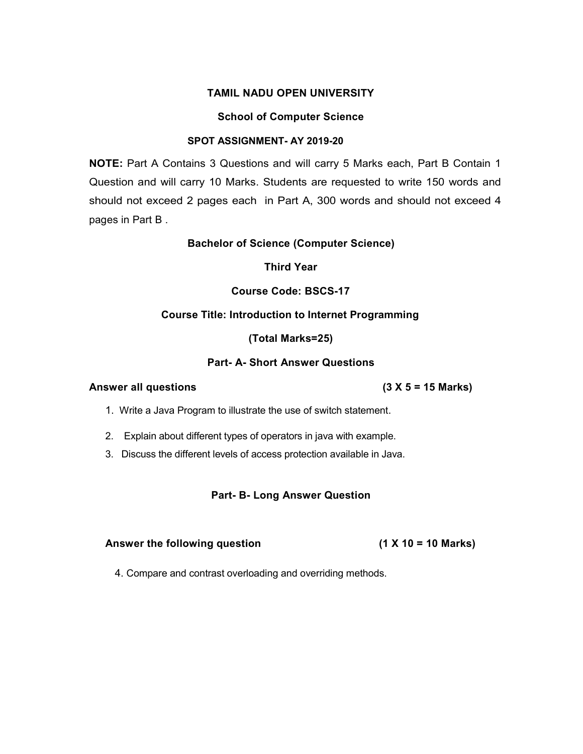# TAMIL NADU OPEN UNIVERSITY

## School of Computer Science

### SPOT ASSIGNMENT- AY 2019-20

**NOTE:** Part A Contains 3 Questions and will carry 5 Marks each, Part B Contain 1 Question and will carry 10 Marks. Students are requested to write 150 words and should not exceed 2 pages each in Part A, 300 words and should not exceed 4 pages in Part B .

**Bachelor of Science (Computer Science)**

**Third Year**

**Course Code: BSCS-17**

**Course Title: Introduction to Internet Programming**

**(Total Marks=25)**

### Part- A- Short Answer Questions

**Answer all questions** **(3 X 5 = 15 Marks)**

1. Write a Java Program to illustrate the use of switch statement.
2. Explain about different types of operators in java with example.
3. Discuss the different levels of access protection available in Java.

### Part- B- Long Answer Question

**Answer the following question** **(1 X 10 = 10 Marks)**

4. Compare and contrast overloading and overriding methods.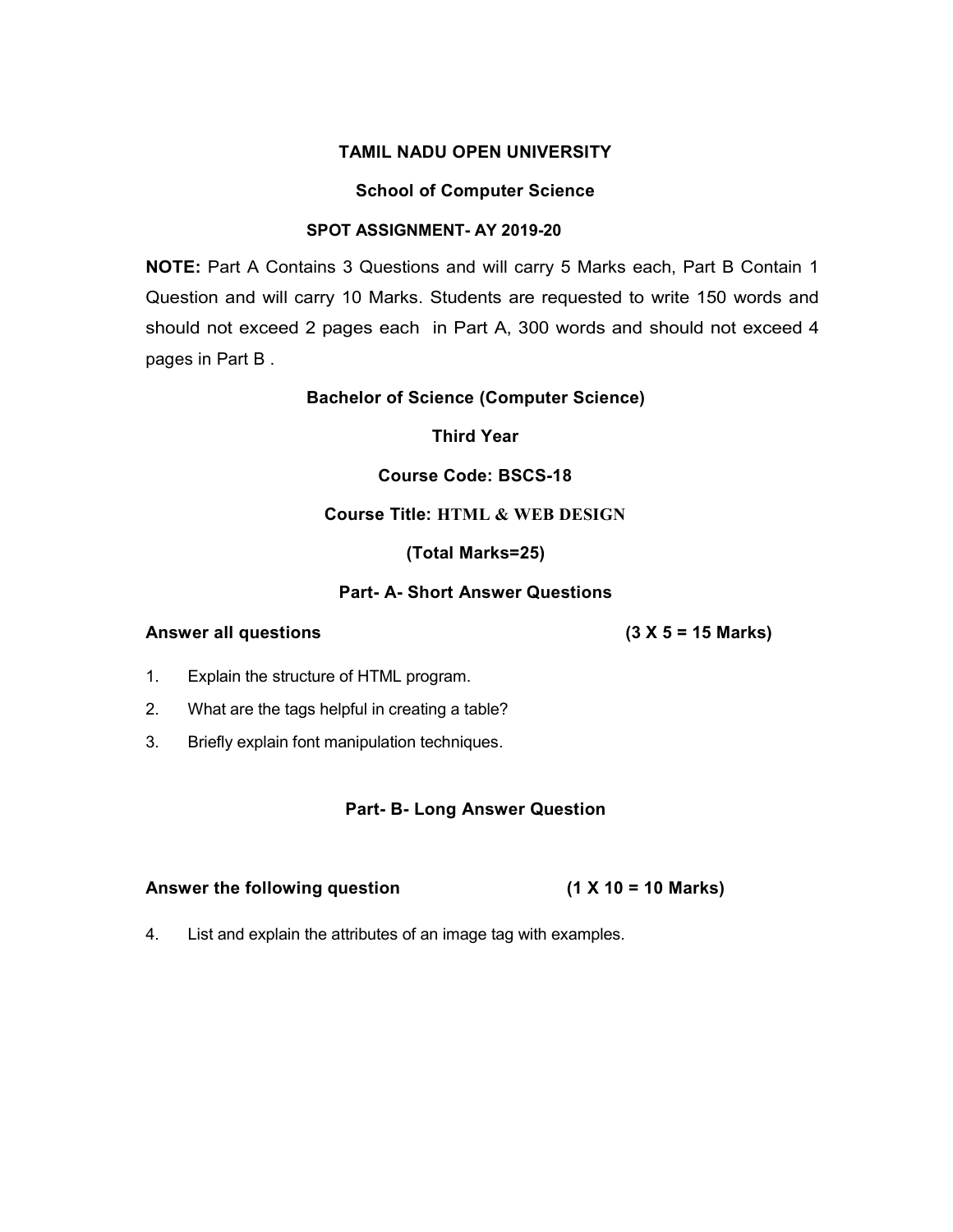# TAMIL NADU OPEN UNIVERSITY

## School of Computer Science

### SPOT ASSIGNMENT- AY 2019-20

**NOTE:** Part A Contains 3 Questions and will carry 5 Marks each, Part B Contain 1 Question and will carry 10 Marks. Students are requested to write 150 words and should not exceed 2 pages each in Part A, 300 words and should not exceed 4 pages in Part B .

**Bachelor of Science (Computer Science)**

**Third Year**

**Course Code: BSCS-18**

**Course Title: HTML & WEB DESIGN**

**(Total Marks=25)**

### Part- A- Short Answer Questions

**Answer all questions** **(3 X 5 = 15 Marks)**

1. Explain the structure of HTML program.
2. What are the tags helpful in creating a table?
3. Briefly explain font manipulation techniques.

### Part- B- Long Answer Question

**Answer the following question** **(1 X 10 = 10 Marks)**

4. List and explain the attributes of an image tag with examples.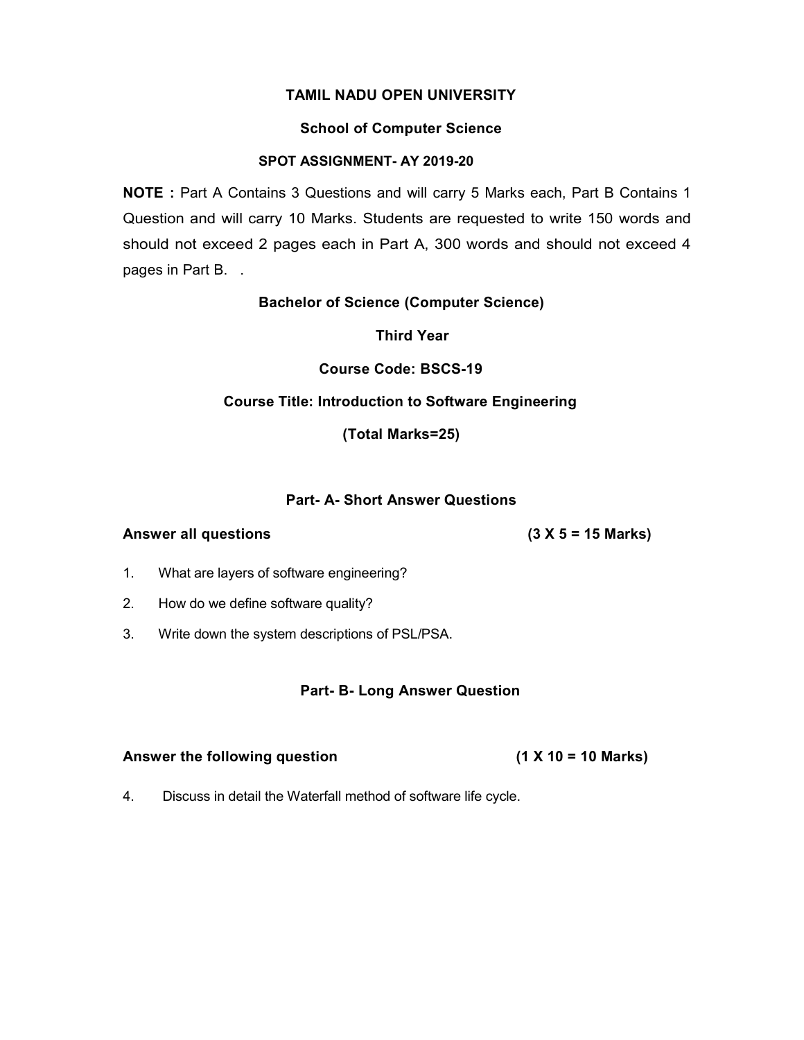**TAMIL NADU OPEN UNIVERSITY**

**School of Computer Science**

**SPOT ASSIGNMENT- AY 2019-20**

**NOTE :** Part A Contains 3 Questions and will carry 5 Marks each, Part B Contains 1 Question and will carry 10 Marks. Students are requested to write 150 words and should not exceed 2 pages each in Part A, 300 words and should not exceed 4 pages in Part B. .

**Bachelor of Science (Computer Science)**

**Third Year**

**Course Code: BSCS-19**

**Course Title: Introduction to Software Engineering**

**(Total Marks=25)**

## Part- A- Short Answer Questions

**Answer all questions** **(3 X 5 = 15 Marks)**

1. What are layers of software engineering?
2. How do we define software quality?
3. Write down the system descriptions of PSL/PSA.

## Part- B- Long Answer Question

**Answer the following question** **(1 X 10 = 10 Marks)**

4. Discuss in detail the Waterfall method of software life cycle.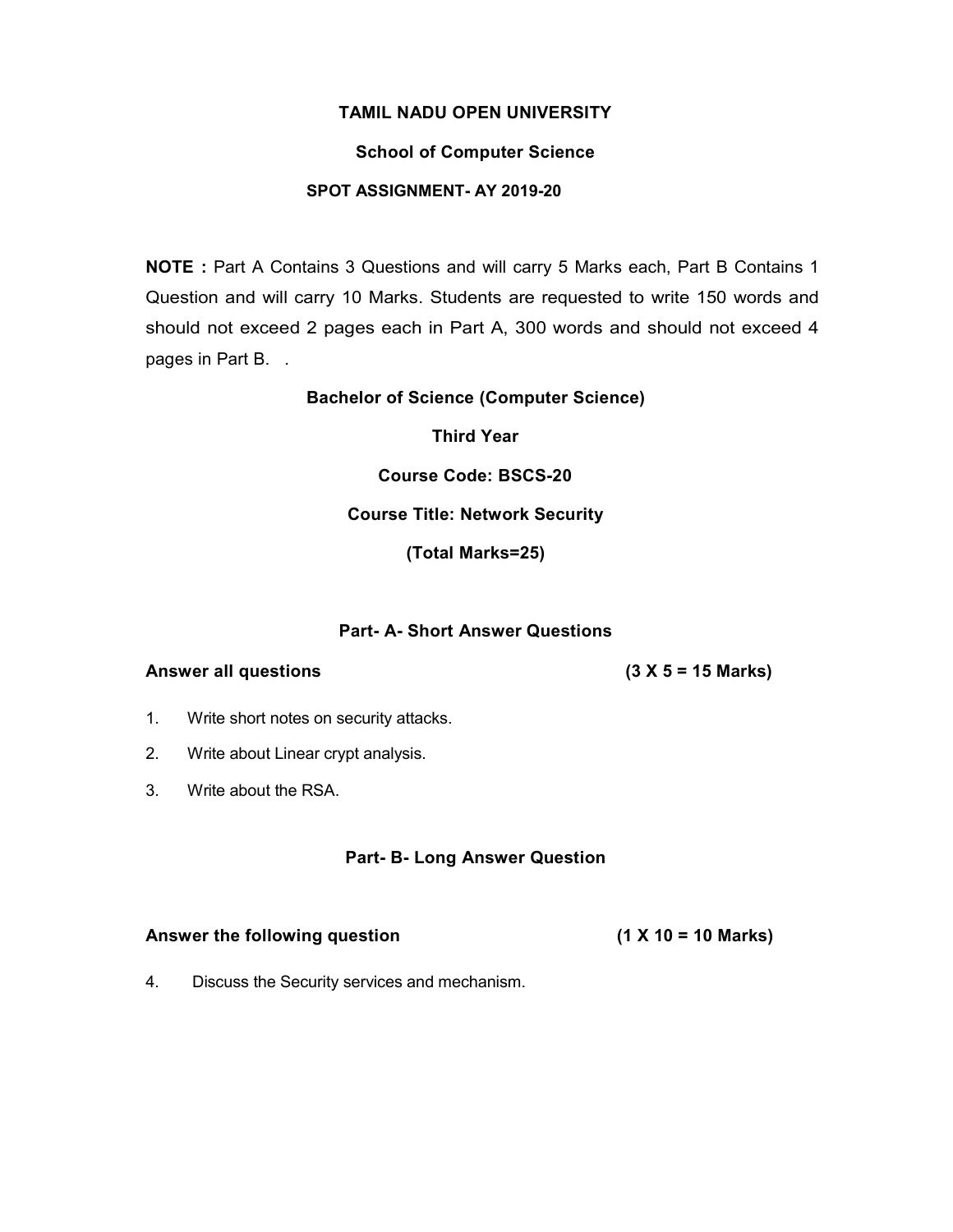# TAMIL NADU OPEN UNIVERSITY

## School of Computer Science

### SPOT ASSIGNMENT- AY 2019-20

**NOTE :** Part A Contains 3 Questions and will carry 5 Marks each, Part B Contains 1 Question and will carry 10 Marks. Students are requested to write 150 words and should not exceed 2 pages each in Part A, 300 words and should not exceed 4 pages in Part B. .

**Bachelor of Science (Computer Science)**

**Third Year**

**Course Code: BSCS-20**

**Course Title: Network Security**

**(Total Marks=25)**

## Part- A- Short Answer Questions

**Answer all questions** **(3 X 5 = 15 Marks)**

1. Write short notes on security attacks.
2. Write about Linear crypt analysis.
3. Write about the RSA.

## Part- B- Long Answer Question

**Answer the following question** **(1 X 10 = 10 Marks)**

4. Discuss the Security services and mechanism.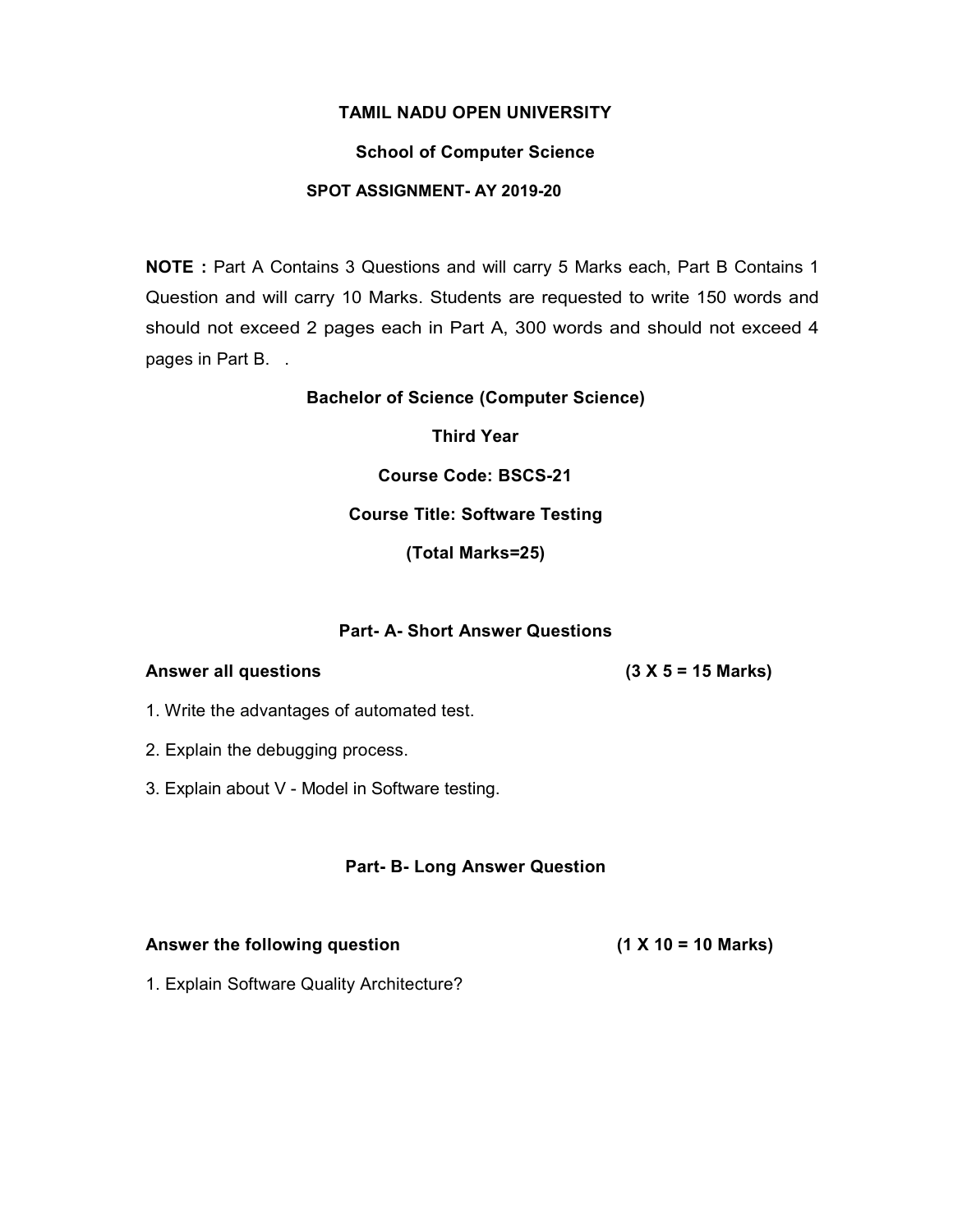**TAMIL NADU OPEN UNIVERSITY**

**School of Computer Science**

**SPOT ASSIGNMENT- AY 2019-20**

**NOTE :** Part A Contains 3 Questions and will carry 5 Marks each, Part B Contains 1 Question and will carry 10 Marks. Students are requested to write 150 words and should not exceed 2 pages each in Part A, 300 words and should not exceed 4 pages in Part B. .

**Bachelor of Science (Computer Science)**

**Third Year**

**Course Code: BSCS-21**

**Course Title: Software Testing**

**(Total Marks=25)**

## Part- A- Short Answer Questions

**Answer all questions** **(3 X 5 = 15 Marks)**

1. Write the advantages of automated test.
2. Explain the debugging process.
3. Explain about V - Model in Software testing.

## Part- B- Long Answer Question

**Answer the following question** **(1 X 10 = 10 Marks)**

1. Explain Software Quality Architecture?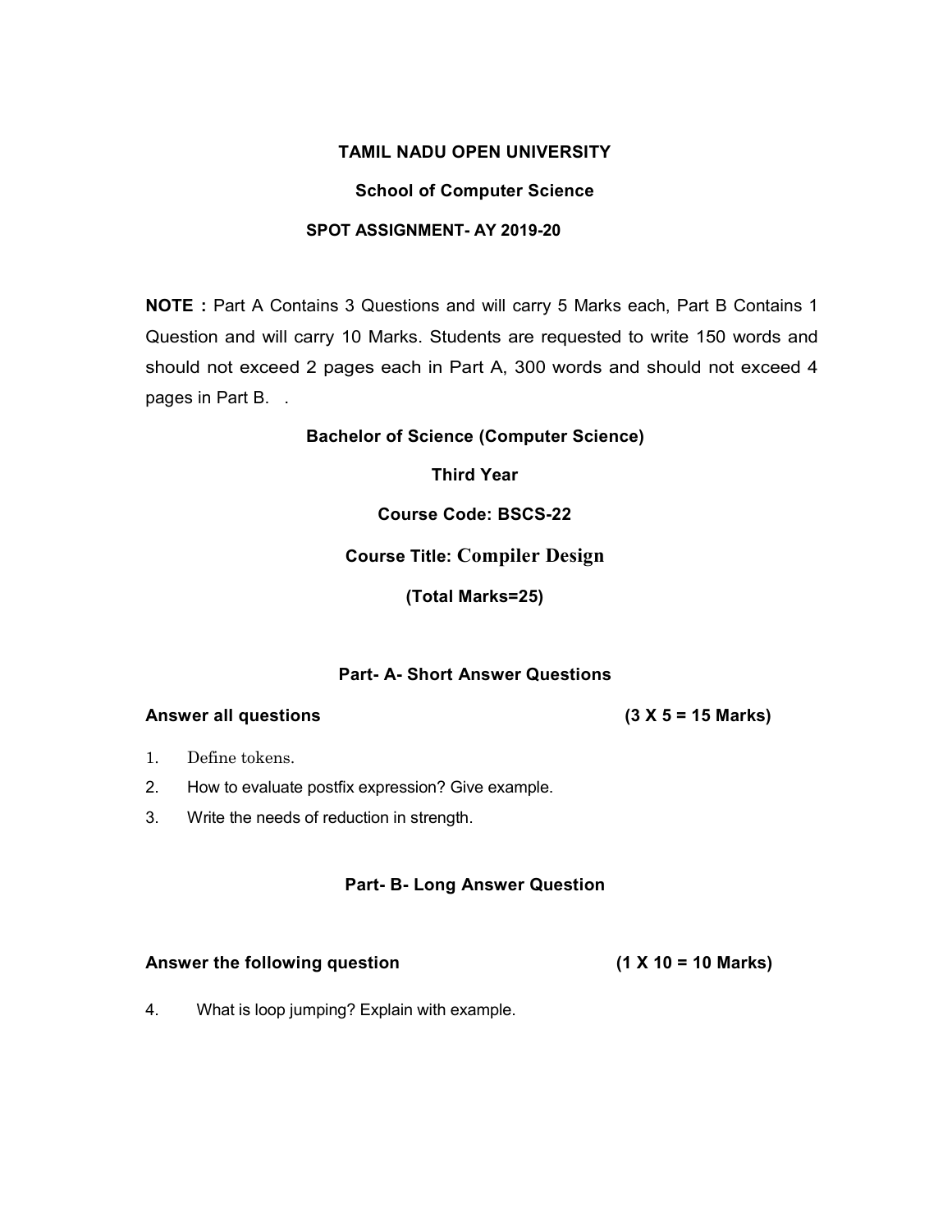**TAMIL NADU OPEN UNIVERSITY**

**School of Computer Science**

**SPOT ASSIGNMENT- AY 2019-20**

**NOTE :** Part A Contains 3 Questions and will carry 5 Marks each, Part B Contains 1 Question and will carry 10 Marks. Students are requested to write 150 words and should not exceed 2 pages each in Part A, 300 words and should not exceed 4 pages in Part B. .

**Bachelor of Science (Computer Science)**

**Third Year**

**Course Code: BSCS-22**

**Course Title: Compiler Design**

**(Total Marks=25)**

## Part- A- Short Answer Questions

**Answer all questions** **(3 X 5 = 15 Marks)**

1. Define tokens.
2. How to evaluate postfix expression? Give example.
3. Write the needs of reduction in strength.

## Part- B- Long Answer Question

**Answer the following question** **(1 X 10 = 10 Marks)**

4. What is loop jumping? Explain with example.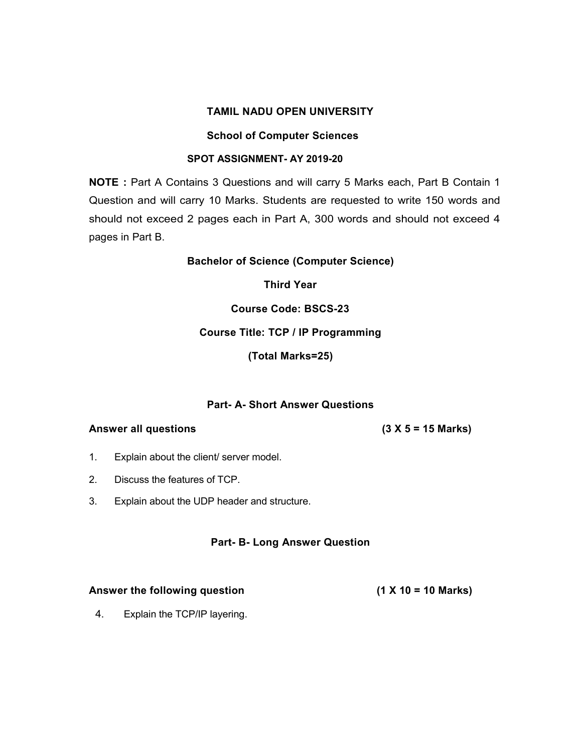**TAMIL NADU OPEN UNIVERSITY**

**School of Computer Sciences**

**SPOT ASSIGNMENT- AY 2019-20**

**NOTE :** Part A Contains 3 Questions and will carry 5 Marks each, Part B Contain 1 Question and will carry 10 Marks. Students are requested to write 150 words and should not exceed 2 pages each in Part A, 300 words and should not exceed 4 pages in Part B.

**Bachelor of Science (Computer Science)**

**Third Year**

**Course Code: BSCS-23**

**Course Title: TCP / IP Programming**

**(Total Marks=25)**

## Part- A- Short Answer Questions

**Answer all questions** **(3 X 5 = 15 Marks)**

1. Explain about the client/ server model.
2. Discuss the features of TCP.
3. Explain about the UDP header and structure.

## Part- B- Long Answer Question

**Answer the following question** **(1 X 10 = 10 Marks)**

4. Explain the TCP/IP layering.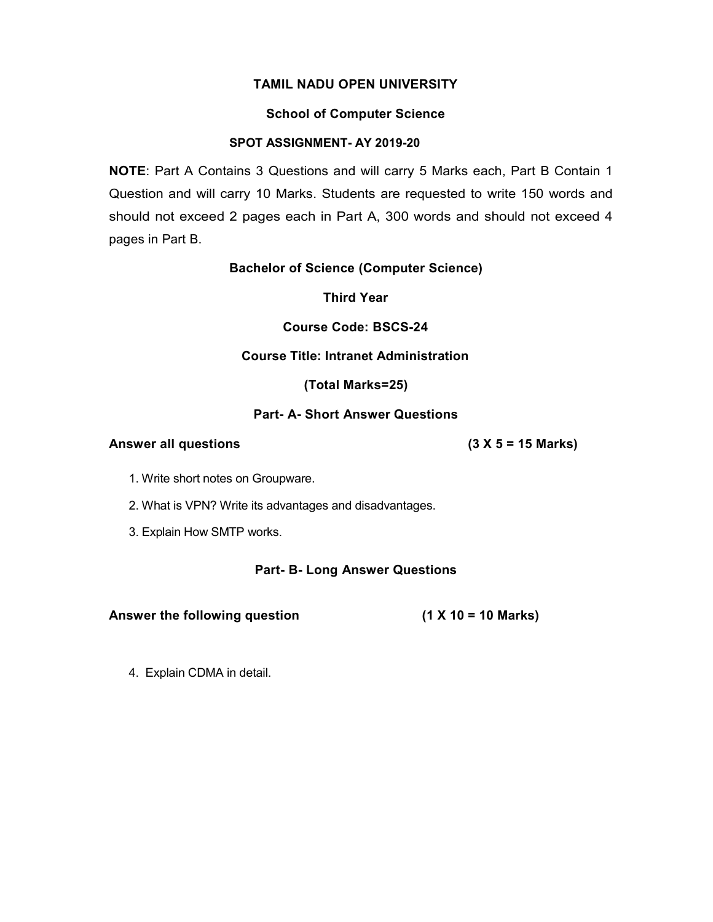# TAMIL NADU OPEN UNIVERSITY

## School of Computer Science

### SPOT ASSIGNMENT- AY 2019-20

**NOTE**: Part A Contains 3 Questions and will carry 5 Marks each, Part B Contain 1 Question and will carry 10 Marks. Students are requested to write 150 words and should not exceed 2 pages each in Part A, 300 words and should not exceed 4 pages in Part B.

**Bachelor of Science (Computer Science)**

**Third Year**

**Course Code: BSCS-24**

**Course Title: Intranet Administration**

**(Total Marks=25)**

### Part- A- Short Answer Questions

**Answer all questions** **(3 X 5 = 15 Marks)**

1. Write short notes on Groupware.
2. What is VPN? Write its advantages and disadvantages.
3. Explain How SMTP works.

### Part- B- Long Answer Questions

**Answer the following question** **(1 X 10 = 10 Marks)**

4. Explain CDMA in detail.